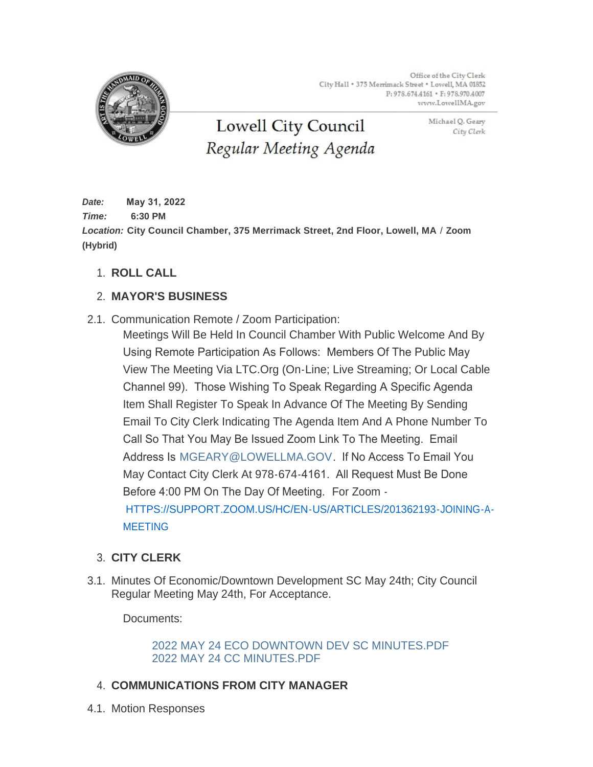Office of the City Clerk
City Hall • 375 Merrimack Street • Lowell, MA 01852
P: 978.674.4161 • F: 978.970.4007
www.LowellMA.gov

# Lowell City Council
## *Regular Meeting Agenda*

Michael Q. Geary
*City Clerk*

***Date:*** **May 31, 2022**
***Time:*** **6:30 PM**
***Location:*** **City Council Chamber, 375 Merrimack Street, 2nd Floor, Lowell, MA / Zoom (Hybrid)**

1. **ROLL CALL**

2. **MAYOR'S BUSINESS**

2.1. Communication Remote / Zoom Participation:

Meetings Will Be Held In Council Chamber With Public Welcome And By Using Remote Participation As Follows: Members Of The Public May View The Meeting Via LTC.Org (On-Line; Live Streaming; Or Local Cable Channel 99). Those Wishing To Speak Regarding A Specific Agenda Item Shall Register To Speak In Advance Of The Meeting By Sending Email To City Clerk Indicating The Agenda Item And A Phone Number To Call So That You May Be Issued Zoom Link To The Meeting. Email Address Is MGEARY@LOWELLMA.GOV. If No Access To Email You May Contact City Clerk At 978-674-4161. All Request Must Be Done Before 4:00 PM On The Day Of Meeting. For Zoom - HTTPS://SUPPORT.ZOOM.US/HC/EN-US/ARTICLES/201362193-JOINING-A-MEETING

3. **CITY CLERK**

3.1. Minutes Of Economic/Downtown Development SC May 24th; City Council Regular Meeting May 24th, For Acceptance.

Documents:

2022 MAY 24 ECO DOWNTOWN DEV SC MINUTES.PDF
2022 MAY 24 CC MINUTES.PDF

4. **COMMUNICATIONS FROM CITY MANAGER**

4.1. Motion Responses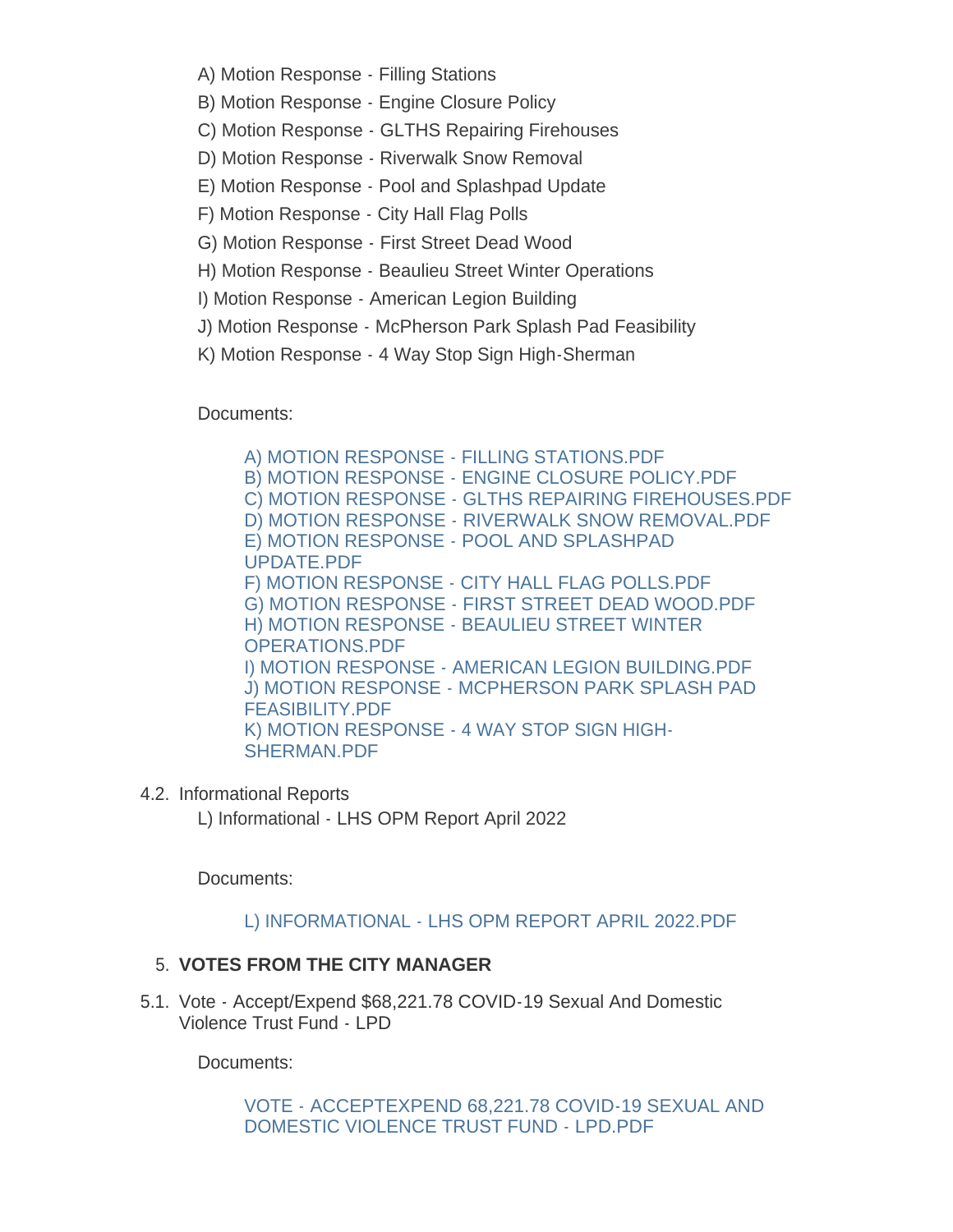A) Motion Response - Filling Stations

B) Motion Response - Engine Closure Policy

C) Motion Response - GLTHS Repairing Firehouses

D) Motion Response - Riverwalk Snow Removal

E) Motion Response - Pool and Splashpad Update

F) Motion Response - City Hall Flag Polls

G) Motion Response - First Street Dead Wood

H) Motion Response - Beaulieu Street Winter Operations

I) Motion Response - American Legion Building

J) Motion Response - McPherson Park Splash Pad Feasibility

K) Motion Response - 4 Way Stop Sign High-Sherman

Documents:

A) MOTION RESPONSE - FILLING STATIONS.PDF
B) MOTION RESPONSE - ENGINE CLOSURE POLICY.PDF
C) MOTION RESPONSE - GLTHS REPAIRING FIREHOUSES.PDF
D) MOTION RESPONSE - RIVERWALK SNOW REMOVAL.PDF
E) MOTION RESPONSE - POOL AND SPLASHPAD UPDATE.PDF
F) MOTION RESPONSE - CITY HALL FLAG POLLS.PDF
G) MOTION RESPONSE - FIRST STREET DEAD WOOD.PDF
H) MOTION RESPONSE - BEAULIEU STREET WINTER OPERATIONS.PDF
I) MOTION RESPONSE - AMERICAN LEGION BUILDING.PDF
J) MOTION RESPONSE - MCPHERSON PARK SPLASH PAD FEASIBILITY.PDF
K) MOTION RESPONSE - 4 WAY STOP SIGN HIGH-SHERMAN.PDF

4.2. Informational Reports

L) Informational - LHS OPM Report April 2022

Documents:

L) INFORMATIONAL - LHS OPM REPORT APRIL 2022.PDF

5. **VOTES FROM THE CITY MANAGER**

5.1. Vote - Accept/Expend $68,221.78 COVID-19 Sexual And Domestic Violence Trust Fund - LPD

Documents:

VOTE - ACCEPTEXPEND 68,221.78 COVID-19 SEXUAL AND DOMESTIC VIOLENCE TRUST FUND - LPD.PDF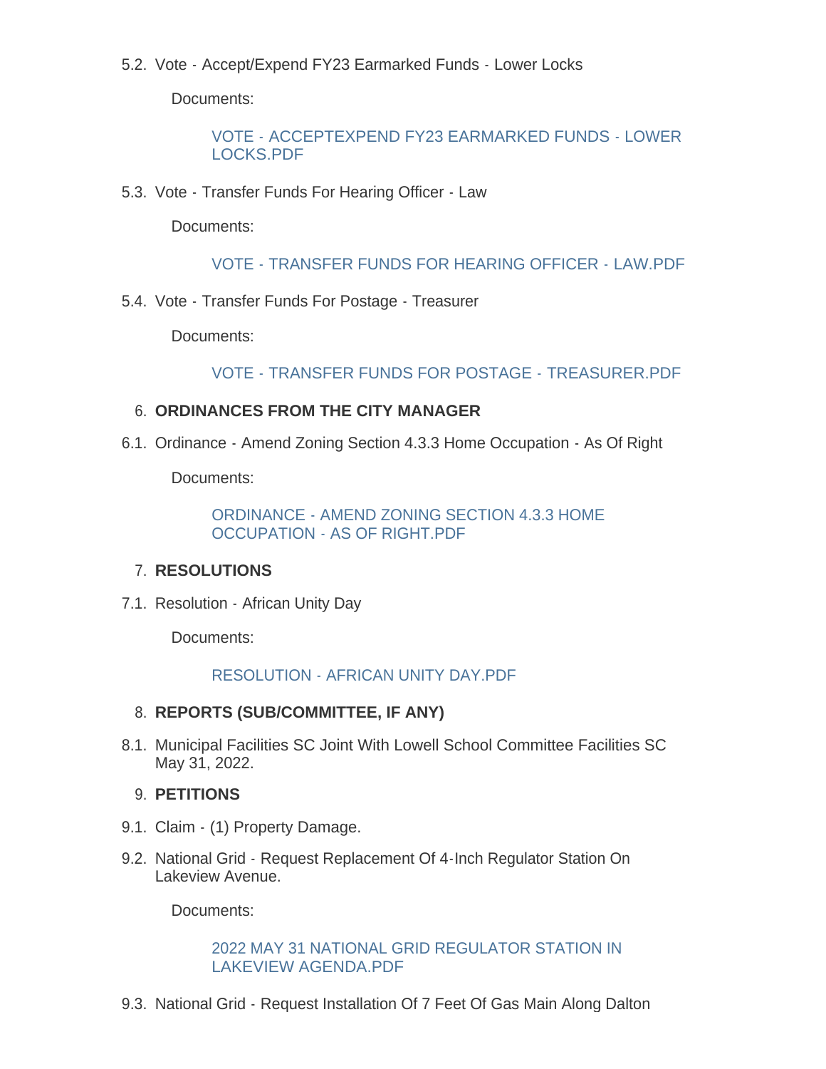5.2. Vote - Accept/Expend FY23 Earmarked Funds - Lower Locks

Documents:

VOTE - ACCEPTEXPEND FY23 EARMARKED FUNDS - LOWER LOCKS.PDF

5.3. Vote - Transfer Funds For Hearing Officer - Law

Documents:

VOTE - TRANSFER FUNDS FOR HEARING OFFICER - LAW.PDF

5.4. Vote - Transfer Funds For Postage - Treasurer

Documents:

VOTE - TRANSFER FUNDS FOR POSTAGE - TREASURER.PDF

6. **ORDINANCES FROM THE CITY MANAGER**

6.1. Ordinance - Amend Zoning Section 4.3.3 Home Occupation - As Of Right

Documents:

ORDINANCE - AMEND ZONING SECTION 4.3.3 HOME OCCUPATION - AS OF RIGHT.PDF

7. **RESOLUTIONS**

7.1. Resolution - African Unity Day

Documents:

RESOLUTION - AFRICAN UNITY DAY.PDF

8. **REPORTS (SUB/COMMITTEE, IF ANY)**

8.1. Municipal Facilities SC Joint With Lowell School Committee Facilities SC May 31, 2022.

9. **PETITIONS**

9.1. Claim - (1) Property Damage.

9.2. National Grid - Request Replacement Of 4-Inch Regulator Station On Lakeview Avenue.

Documents:

2022 MAY 31 NATIONAL GRID REGULATOR STATION IN LAKEVIEW AGENDA.PDF

9.3. National Grid - Request Installation Of 7 Feet Of Gas Main Along Dalton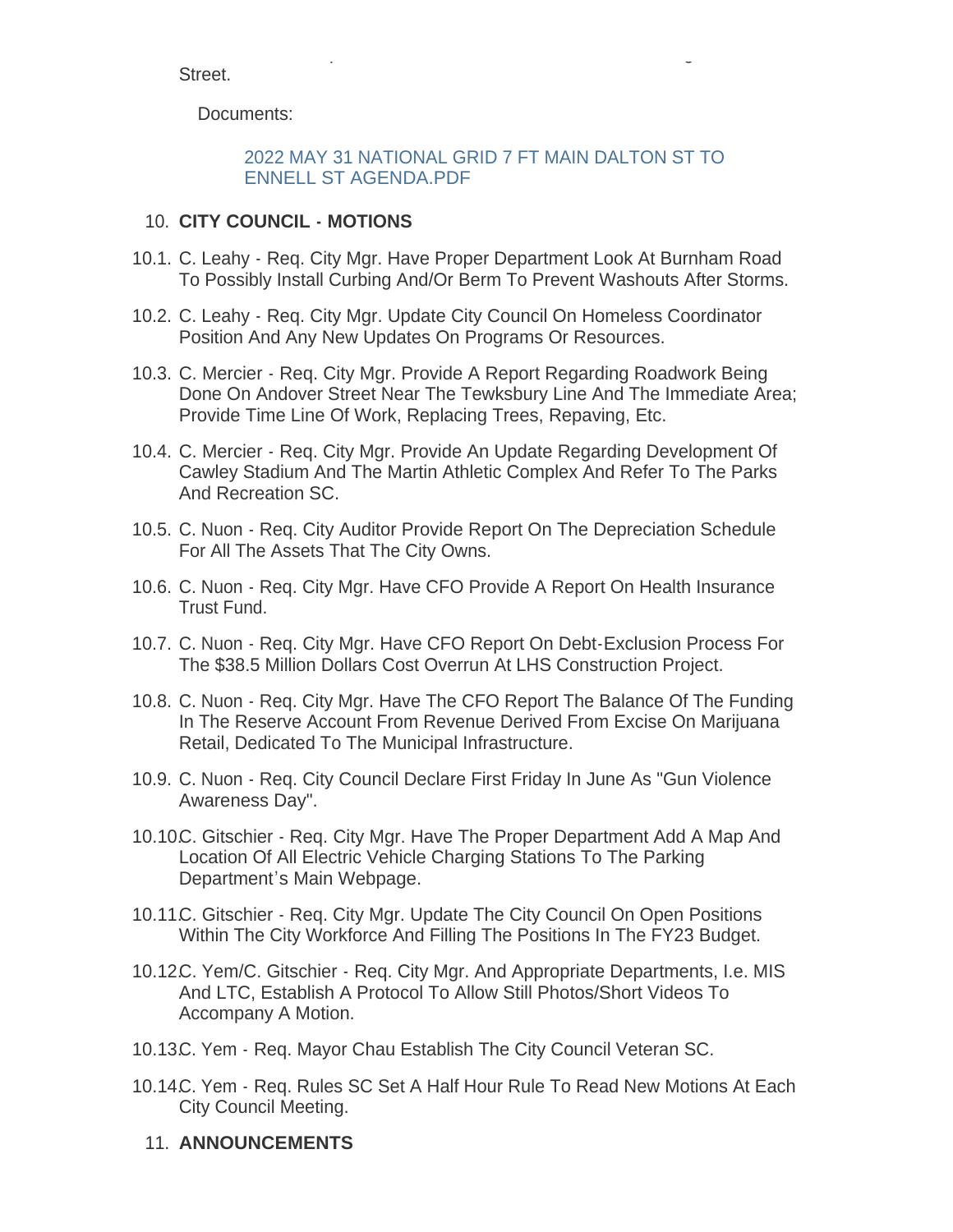Street.

Documents:

2022 MAY 31 NATIONAL GRID 7 FT MAIN DALTON ST TO ENNELL ST AGENDA.PDF

10. **CITY COUNCIL - MOTIONS**

10.1. C. Leahy - Req. City Mgr. Have Proper Department Look At Burnham Road To Possibly Install Curbing And/Or Berm To Prevent Washouts After Storms.

10.2. C. Leahy - Req. City Mgr. Update City Council On Homeless Coordinator Position And Any New Updates On Programs Or Resources.

10.3. C. Mercier - Req. City Mgr. Provide A Report Regarding Roadwork Being Done On Andover Street Near The Tewksbury Line And The Immediate Area; Provide Time Line Of Work, Replacing Trees, Repaving, Etc.

10.4. C. Mercier - Req. City Mgr. Provide An Update Regarding Development Of Cawley Stadium And The Martin Athletic Complex And Refer To The Parks And Recreation SC.

10.5. C. Nuon - Req. City Auditor Provide Report On The Depreciation Schedule For All The Assets That The City Owns.

10.6. C. Nuon - Req. City Mgr. Have CFO Provide A Report On Health Insurance Trust Fund.

10.7. C. Nuon - Req. City Mgr. Have CFO Report On Debt-Exclusion Process For The $38.5 Million Dollars Cost Overrun At LHS Construction Project.

10.8. C. Nuon - Req. City Mgr. Have The CFO Report The Balance Of The Funding In The Reserve Account From Revenue Derived From Excise On Marijuana Retail, Dedicated To The Municipal Infrastructure.

10.9. C. Nuon - Req. City Council Declare First Friday In June As "Gun Violence Awareness Day".

10.10. C. Gitschier - Req. City Mgr. Have The Proper Department Add A Map And Location Of All Electric Vehicle Charging Stations To The Parking Department's Main Webpage.

10.11. C. Gitschier - Req. City Mgr. Update The City Council On Open Positions Within The City Workforce And Filling The Positions In The FY23 Budget.

10.12. C. Yem/C. Gitschier - Req. City Mgr. And Appropriate Departments, I.e. MIS And LTC, Establish A Protocol To Allow Still Photos/Short Videos To Accompany A Motion.

10.13. C. Yem - Req. Mayor Chau Establish The City Council Veteran SC.

10.14. C. Yem - Req. Rules SC Set A Half Hour Rule To Read New Motions At Each City Council Meeting.

11. **ANNOUNCEMENTS**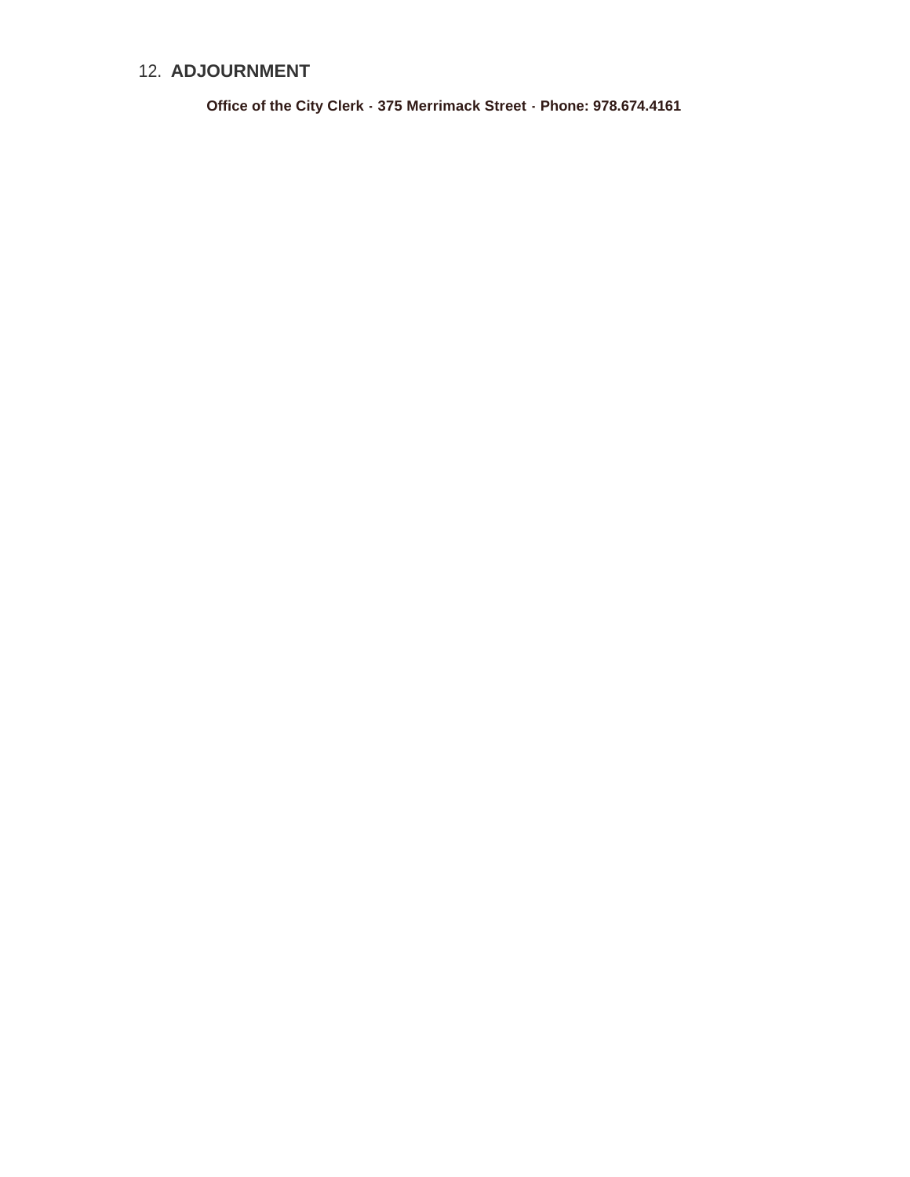12. **ADJOURNMENT**

**Office of the City Clerk - 375 Merrimack Street - Phone: 978.674.4161**